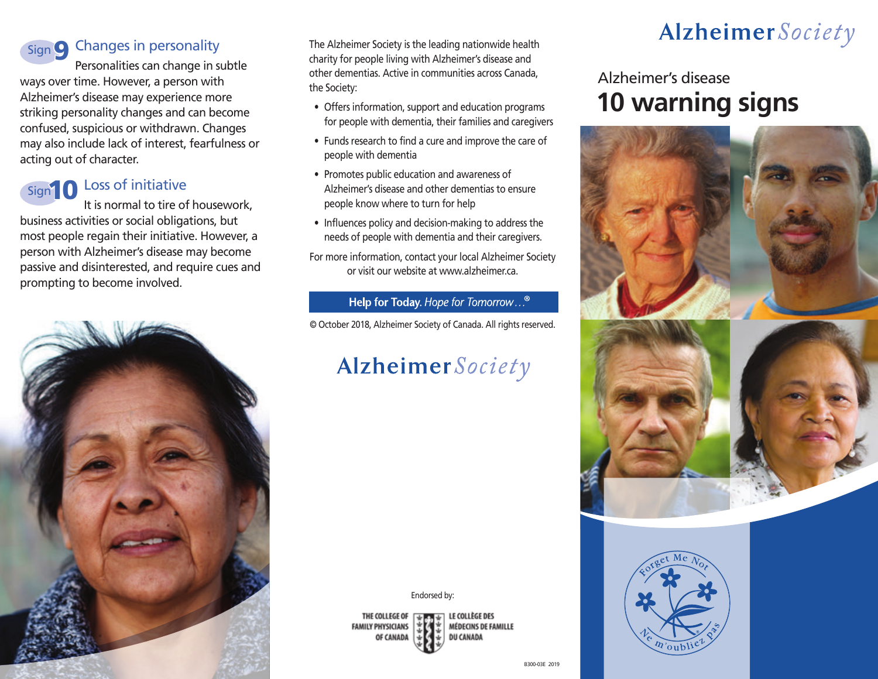## Sign 9 Changes in personality

Personalities can change in subtle ways over time. However, a person with Alzheimer's disease may experience more striking personality changes and can become confused, suspicious or withdrawn. Changes may also include lack of interest, fearfulness or acting out of character.

## Sign 10 Loss of initiative

It is normal to tire of housework, business activities or social obligations, but most people regain their initiative. However, a person with Alzheimer's disease may become passive and disinterested, and require cues and prompting to become involved.

The Alzheimer Society is the leading nationwide health charity for people living with Alzheimer's disease and other dementias. Active in communities across Canada, the Society:

- Offers information, support and education programs for people with dementia, their families and caregivers
- Funds research to find a cure and improve the care of people with dementia
- Promotes public education and awareness of Alzheimer's disease and other dementias to ensure people know where to turn for help
- Influences policy and decision-making to address the needs of people with dementia and their caregivers.

For more information, contact your local Alzheimer Society or visit our website at www.alzheimer.ca.

**Help for Today.** *Hope for Tomorrow…*®

© October 2018, Alzheimer Society of Canada. All rights reserved.

Alzheimer *Society*

Endorsed by:

THE COLLEGE OF FAMILY PHYSICIANS OF CANADA / LE COLLÈGE DES MÉDECINS DE FAMILLE DU CANADA

B300-03E 2019

Alzheimer *Society*

# Alzheimer's disease
# 10 warning signs

Forget Me Not® — Ne m'oubliez pas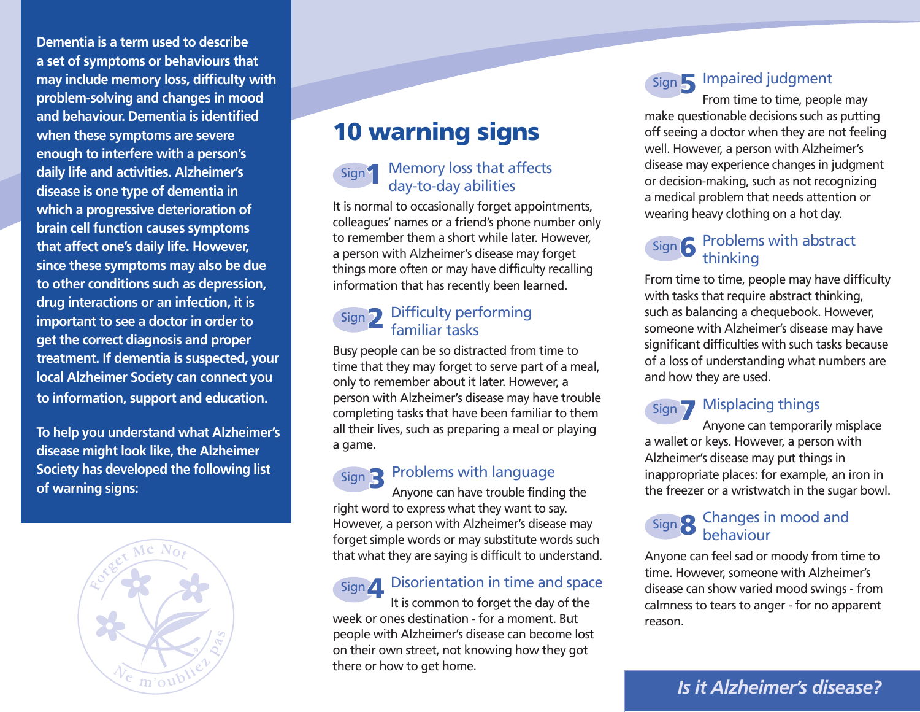Dementia is a term used to describe a set of symptoms or behaviours that may include memory loss, difficulty with problem-solving and changes in mood and behaviour. Dementia is identified when these symptoms are severe enough to interfere with a person's daily life and activities. Alzheimer's disease is one type of dementia in which a progressive deterioration of brain cell function causes symptoms that affect one's daily life. However, since these symptoms may also be due to other conditions such as depression, drug interactions or an infection, it is important to see a doctor in order to get the correct diagnosis and proper treatment. If dementia is suspected, your local Alzheimer Society can connect you to information, support and education.

To help you understand what Alzheimer's disease might look like, the Alzheimer Society has developed the following list of warning signs:

Forget Me Not

Ne m'oubliez pas

# 10 warning signs

## Sign 1 Memory loss that affects day-to-day abilities

It is normal to occasionally forget appointments, colleagues' names or a friend's phone number only to remember them a short while later. However, a person with Alzheimer's disease may forget things more often or may have difficulty recalling information that has recently been learned.

## Sign 2 Difficulty performing familiar tasks

Busy people can be so distracted from time to time that they may forget to serve part of a meal, only to remember about it later. However, a person with Alzheimer's disease may have trouble completing tasks that have been familiar to them all their lives, such as preparing a meal or playing a game.

## Sign 3 Problems with language

Anyone can have trouble finding the right word to express what they want to say. However, a person with Alzheimer's disease may forget simple words or may substitute words such that what they are saying is difficult to understand.

## Sign 4 Disorientation in time and space

It is common to forget the day of the week or ones destination - for a moment. But people with Alzheimer's disease can become lost on their own street, not knowing how they got there or how to get home.

## Sign 5 Impaired judgment

From time to time, people may make questionable decisions such as putting off seeing a doctor when they are not feeling well. However, a person with Alzheimer's disease may experience changes in judgment or decision-making, such as not recognizing a medical problem that needs attention or wearing heavy clothing on a hot day.

## Sign 6 Problems with abstract thinking

From time to time, people may have difficulty with tasks that require abstract thinking, such as balancing a chequebook. However, someone with Alzheimer's disease may have significant difficulties with such tasks because of a loss of understanding what numbers are and how they are used.

## Sign 7 Misplacing things

Anyone can temporarily misplace a wallet or keys. However, a person with Alzheimer's disease may put things in inappropriate places: for example, an iron in the freezer or a wristwatch in the sugar bowl.

## Sign 8 Changes in mood and behaviour

Anyone can feel sad or moody from time to time. However, someone with Alzheimer's disease can show varied mood swings - from calmness to tears to anger - for no apparent reason.

*Is it Alzheimer's disease?*